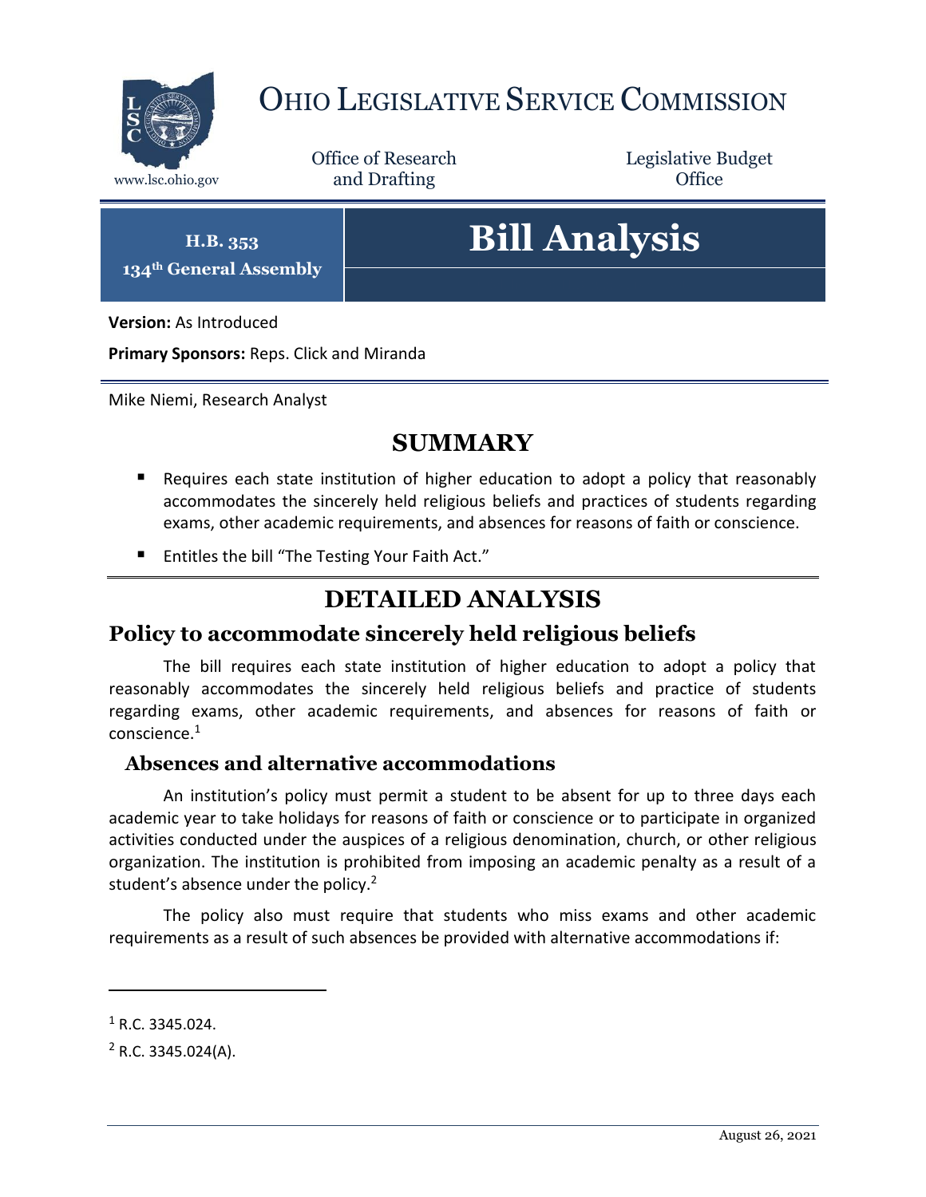# OHIO LEGISLATIVE SERVICE COMMISSION

www.lsc.ohio.gov

Office of Research and Drafting

Legislative Budget Office

**H.B. 353**
**134th General Assembly**

# Bill Analysis

**Version:** As Introduced

**Primary Sponsors:** Reps. Click and Miranda

Mike Niemi, Research Analyst

## SUMMARY

- Requires each state institution of higher education to adopt a policy that reasonably accommodates the sincerely held religious beliefs and practices of students regarding exams, other academic requirements, and absences for reasons of faith or conscience.
- Entitles the bill "The Testing Your Faith Act."

## DETAILED ANALYSIS

### Policy to accommodate sincerely held religious beliefs

The bill requires each state institution of higher education to adopt a policy that reasonably accommodates the sincerely held religious beliefs and practice of students regarding exams, other academic requirements, and absences for reasons of faith or conscience.[1]

#### Absences and alternative accommodations

An institution's policy must permit a student to be absent for up to three days each academic year to take holidays for reasons of faith or conscience or to participate in organized activities conducted under the auspices of a religious denomination, church, or other religious organization. The institution is prohibited from imposing an academic penalty as a result of a student's absence under the policy.[2]

The policy also must require that students who miss exams and other academic requirements as a result of such absences be provided with alternative accommodations if:

[1] R.C. 3345.024.

[2] R.C. 3345.024(A).

August 26, 2021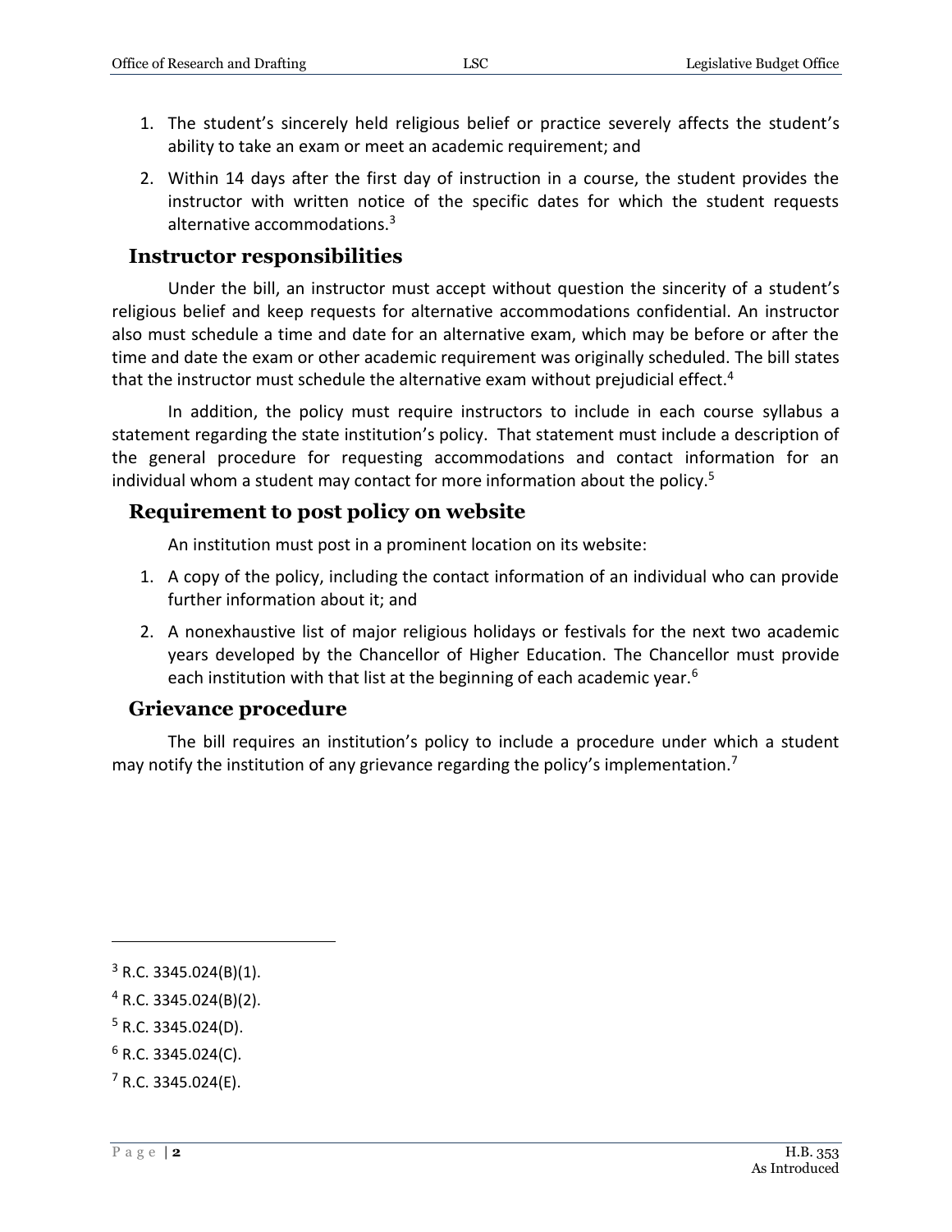1. The student's sincerely held religious belief or practice severely affects the student's ability to take an exam or meet an academic requirement; and
2. Within 14 days after the first day of instruction in a course, the student provides the instructor with written notice of the specific dates for which the student requests alternative accommodations.[3]

## Instructor responsibilities

Under the bill, an instructor must accept without question the sincerity of a student's religious belief and keep requests for alternative accommodations confidential. An instructor also must schedule a time and date for an alternative exam, which may be before or after the time and date the exam or other academic requirement was originally scheduled. The bill states that the instructor must schedule the alternative exam without prejudicial effect.[4]

In addition, the policy must require instructors to include in each course syllabus a statement regarding the state institution's policy. That statement must include a description of the general procedure for requesting accommodations and contact information for an individual whom a student may contact for more information about the policy.[5]

## Requirement to post policy on website

An institution must post in a prominent location on its website:

1. A copy of the policy, including the contact information of an individual who can provide further information about it; and
2. A nonexhaustive list of major religious holidays or festivals for the next two academic years developed by the Chancellor of Higher Education. The Chancellor must provide each institution with that list at the beginning of each academic year.[6]

## Grievance procedure

The bill requires an institution's policy to include a procedure under which a student may notify the institution of any grievance regarding the policy's implementation.[7]

---

[3] R.C. 3345.024(B)(1).

[4] R.C. 3345.024(B)(2).

[5] R.C. 3345.024(D).

[6] R.C. 3345.024(C).

[7] R.C. 3345.024(E).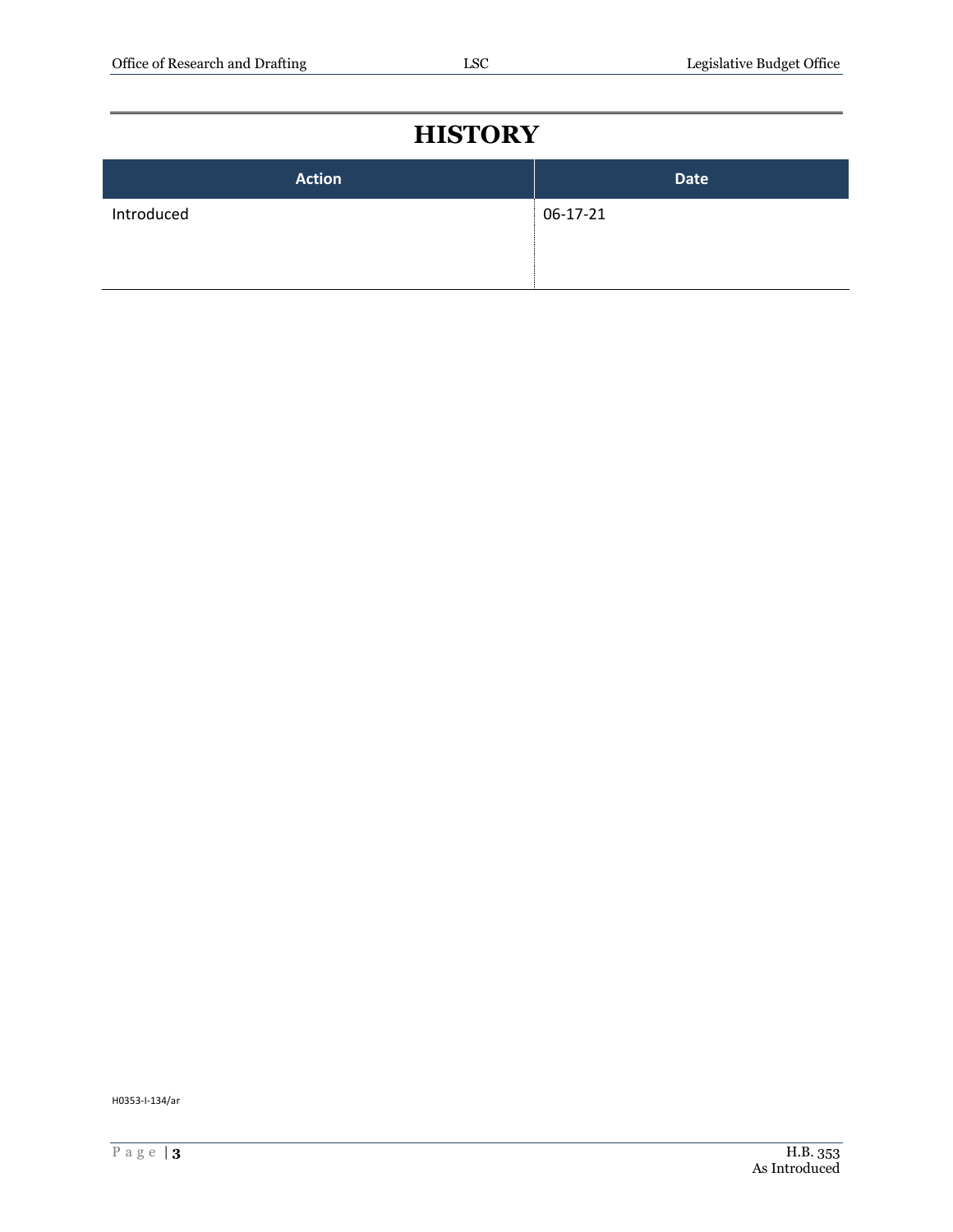# HISTORY

| Action | Date |
|---|---|
| Introduced | 06-17-21 |

H0353-I-134/ar